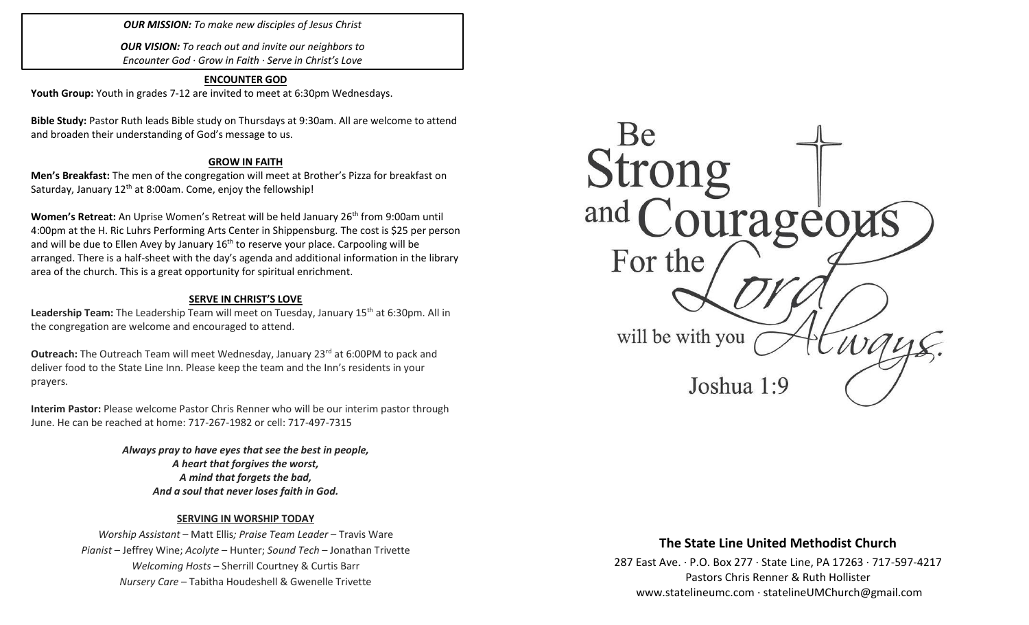***OUR MISSION:*** *To make new disciples of Jesus Christ*

***OUR VISION:*** *To reach out and invite our neighbors to Encounter God · Grow in Faith · Serve in Christ's Love*

## ENCOUNTER GOD

**Youth Group:** Youth in grades 7-12 are invited to meet at 6:30pm Wednesdays.

**Bible Study:** Pastor Ruth leads Bible study on Thursdays at 9:30am. All are welcome to attend and broaden their understanding of God's message to us.

## GROW IN FAITH

**Men's Breakfast:** The men of the congregation will meet at Brother's Pizza for breakfast on Saturday, January 12th at 8:00am. Come, enjoy the fellowship!

**Women's Retreat:** An Uprise Women's Retreat will be held January 26th from 9:00am until 4:00pm at the H. Ric Luhrs Performing Arts Center in Shippensburg. The cost is $25 per person and will be due to Ellen Avey by January 16th to reserve your place. Carpooling will be arranged. There is a half-sheet with the day's agenda and additional information in the library area of the church. This is a great opportunity for spiritual enrichment.

## SERVE IN CHRIST'S LOVE

**Leadership Team:** The Leadership Team will meet on Tuesday, January 15th at 6:30pm. All in the congregation are welcome and encouraged to attend.

**Outreach:** The Outreach Team will meet Wednesday, January 23rd at 6:00PM to pack and deliver food to the State Line Inn. Please keep the team and the Inn's residents in your prayers.

**Interim Pastor:** Please welcome Pastor Chris Renner who will be our interim pastor through June. He can be reached at home: 717-267-1982 or cell: 717-497-7315

***Always pray to have eyes that see the best in people,***
***A heart that forgives the worst,***
***A mind that forgets the bad,***
***And a soul that never loses faith in God.***

## SERVING IN WORSHIP TODAY

*Worship Assistant* – Matt Ellis*; Praise Team Leader* – Travis Ware
*Pianist* – Jeffrey Wine; *Acolyte* – Hunter; *Sound Tech* – Jonathan Trivette
*Welcoming Hosts* – Sherrill Courtney & Curtis Barr
*Nursery Care* – Tabitha Houdeshell & Gwenelle Trivette

Be Strong and Courageous For the Lord will be with you Always.
Joshua 1:9

## The State Line United Methodist Church

287 East Ave. · P.O. Box 277 · State Line, PA 17263 · 717-597-4217
Pastors Chris Renner & Ruth Hollister
www.statelineumc.com · statelineUMChurch@gmail.com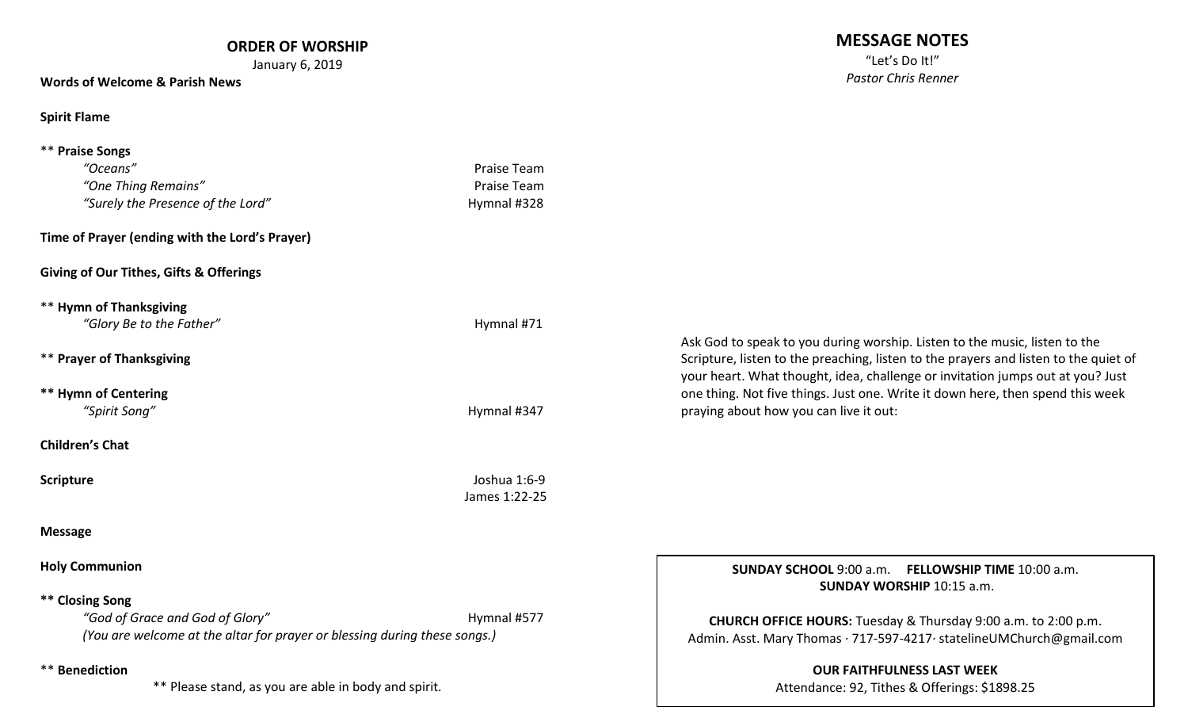## ORDER OF WORSHIP

January 6, 2019

**Words of Welcome & Parish News**

**Spirit Flame**

** **Praise Songs**

| | |
|---|---|
| *"Oceans"* | Praise Team |
| *"One Thing Remains"* | Praise Team |
| *"Surely the Presence of the Lord"* | Hymnal #328 |

**Time of Prayer (ending with the Lord's Prayer)**

**Giving of Our Tithes, Gifts & Offerings**

** **Hymn of Thanksgiving**

*"Glory Be to the Father"* Hymnal #71

** **Prayer of Thanksgiving**

**** Hymn of Centering**

*"Spirit Song"* Hymnal #347

**Children's Chat**

**Scripture** Joshua 1:6-9
James 1:22-25

**Message**

**Holy Communion**

**** Closing Song**

*"God of Grace and God of Glory"* Hymnal #577

*(You are welcome at the altar for prayer or blessing during these songs.)*

** **Benediction**

** Please stand, as you are able in body and spirit.

## MESSAGE NOTES

"Let's Do It!"

*Pastor Chris Renner*

Ask God to speak to you during worship. Listen to the music, listen to the Scripture, listen to the preaching, listen to the prayers and listen to the quiet of your heart. What thought, idea, challenge or invitation jumps out at you? Just one thing. Not five things. Just one. Write it down here, then spend this week praying about how you can live it out:

**SUNDAY SCHOOL** 9:00 a.m. **FELLOWSHIP TIME** 10:00 a.m.
**SUNDAY WORSHIP** 10:15 a.m.

**CHURCH OFFICE HOURS:** Tuesday & Thursday 9:00 a.m. to 2:00 p.m.
Admin. Asst. Mary Thomas · 717-597-4217· statelineUMChurch@gmail.com

**OUR FAITHFULNESS LAST WEEK**

Attendance: 92, Tithes & Offerings: $1898.25